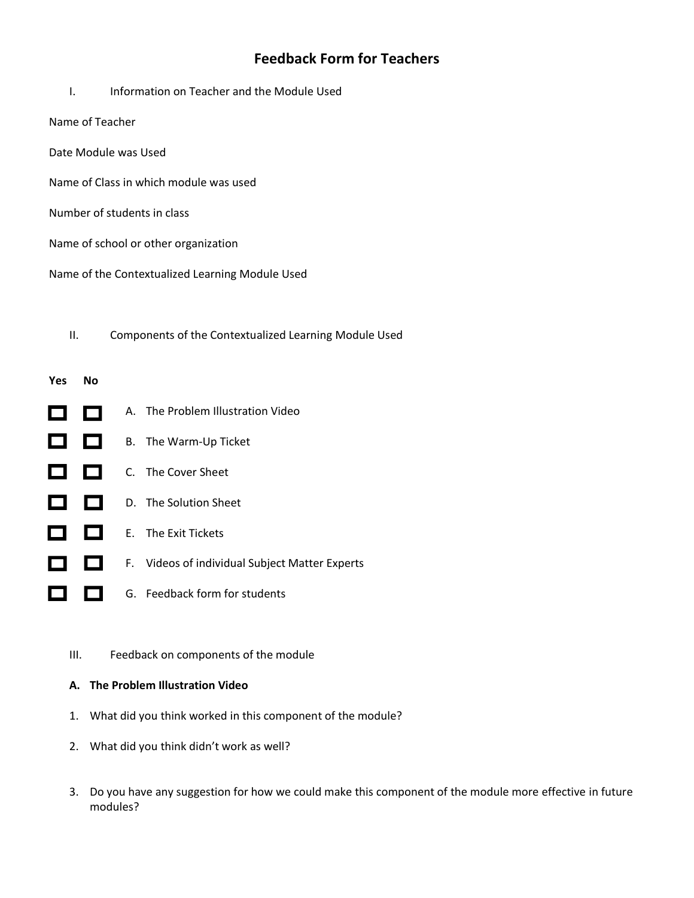# Feedback Form for Teachers

I. Information on Teacher and the Module Used

Name of Teacher

Date Module was Used

Name of Class in which module was used

Number of students in class

Name of school or other organization

Name of the Contextualized Learning Module Used

II. Components of the Contextualized Learning Module Used

| Yes | No | |
|---|---|---|
| ☐ | ☐ | A. The Problem Illustration Video |
| ☐ | ☐ | B. The Warm-Up Ticket |
| ☐ | ☐ | C. The Cover Sheet |
| ☐ | ☐ | D. The Solution Sheet |
| ☐ | ☐ | E. The Exit Tickets |
| ☐ | ☐ | F. Videos of individual Subject Matter Experts |
| ☐ | ☐ | G. Feedback form for students |

III. Feedback on components of the module

**A. The Problem Illustration Video**

1. What did you think worked in this component of the module?
2. What did you think didn't work as well?
3. Do you have any suggestion for how we could make this component of the module more effective in future modules?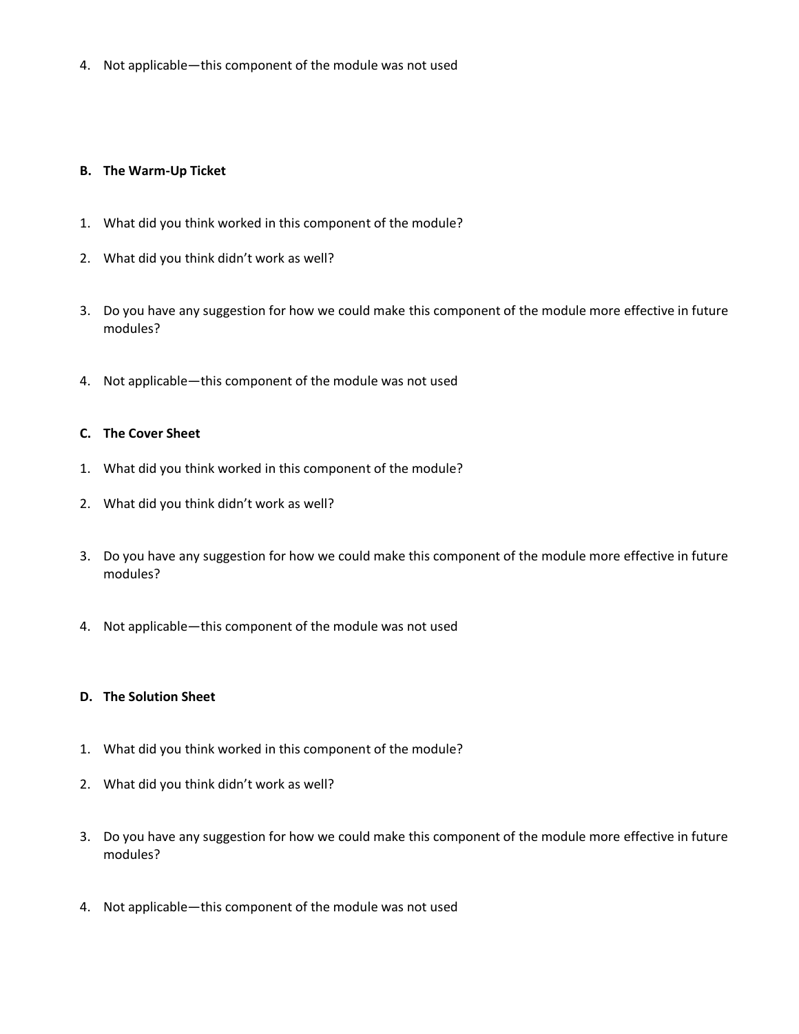4. Not applicable—this component of the module was not used

**B. The Warm-Up Ticket**

1. What did you think worked in this component of the module?
2. What did you think didn't work as well?
3. Do you have any suggestion for how we could make this component of the module more effective in future modules?
4. Not applicable—this component of the module was not used

**C. The Cover Sheet**

1. What did you think worked in this component of the module?
2. What did you think didn't work as well?
3. Do you have any suggestion for how we could make this component of the module more effective in future modules?
4. Not applicable—this component of the module was not used

**D. The Solution Sheet**

1. What did you think worked in this component of the module?
2. What did you think didn't work as well?
3. Do you have any suggestion for how we could make this component of the module more effective in future modules?
4. Not applicable—this component of the module was not used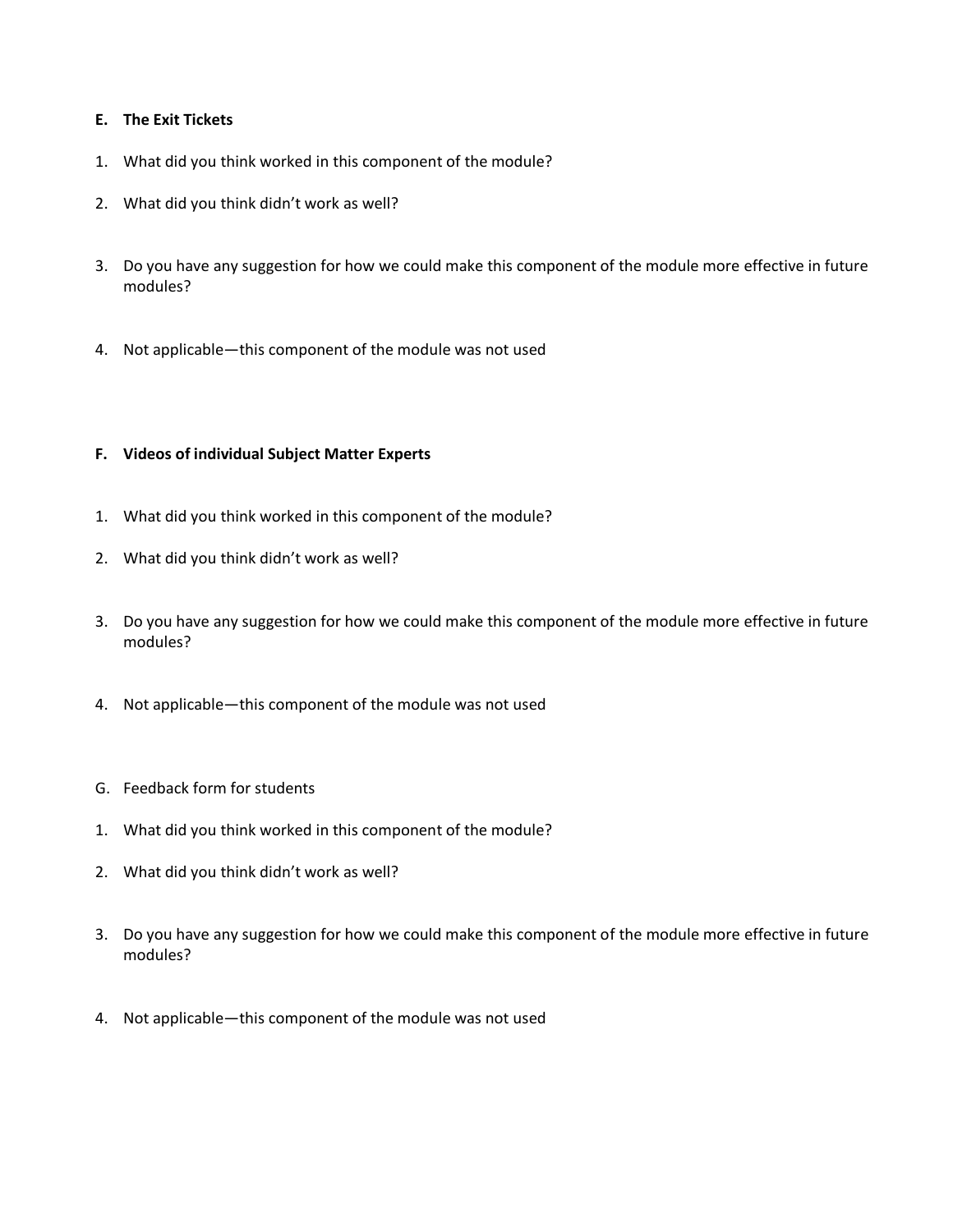**E. The Exit Tickets**

1. What did you think worked in this component of the module?
2. What did you think didn't work as well?
3. Do you have any suggestion for how we could make this component of the module more effective in future modules?
4. Not applicable—this component of the module was not used

**F. Videos of individual Subject Matter Experts**

1. What did you think worked in this component of the module?
2. What did you think didn't work as well?
3. Do you have any suggestion for how we could make this component of the module more effective in future modules?
4. Not applicable—this component of the module was not used

G. Feedback form for students

1. What did you think worked in this component of the module?
2. What did you think didn't work as well?
3. Do you have any suggestion for how we could make this component of the module more effective in future modules?
4. Not applicable—this component of the module was not used